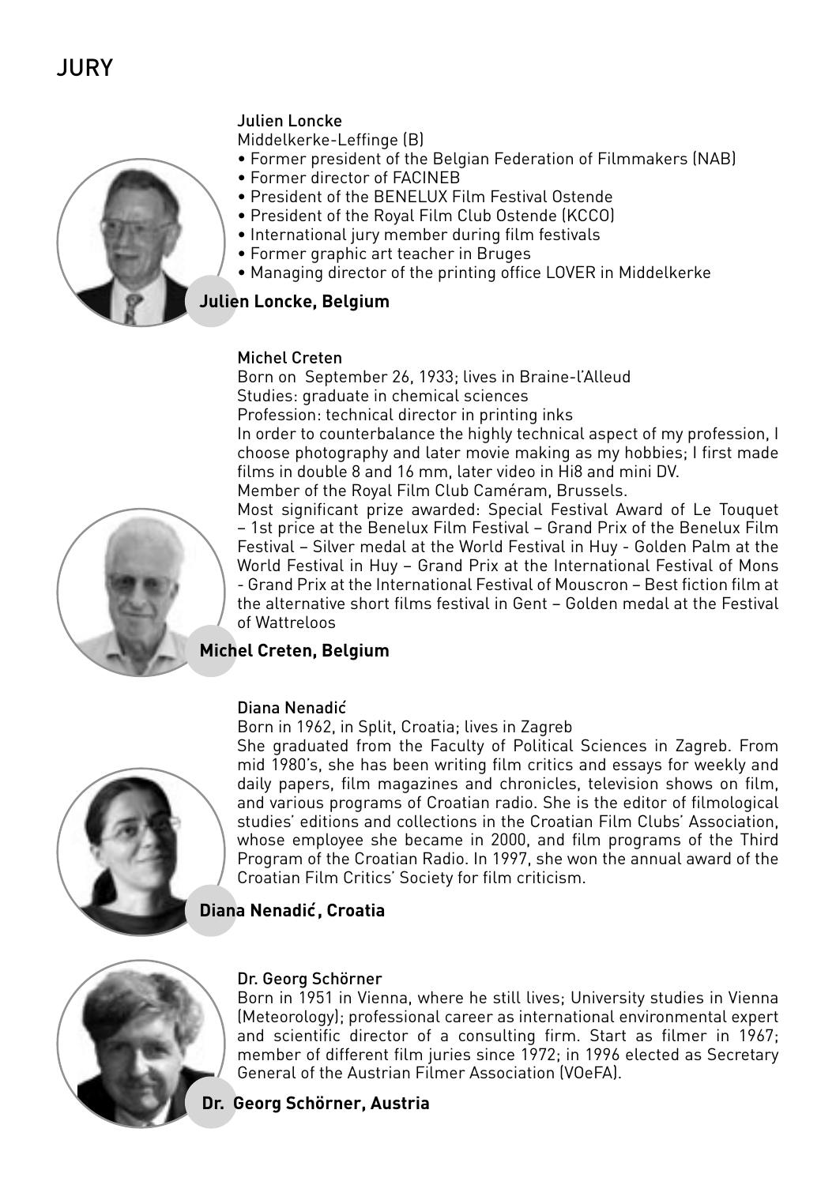# JURY

Julien Loncke

Middelkerke-Leffinge (B)

- Former president of the Belgian Federation of Filmmakers (NAB)
- Former director of FACINEB
- President of the BENELUX Film Festival Ostende
- President of the Royal Film Club Ostende (KCCO)
- International jury member during film festivals
- Former graphic art teacher in Bruges
- Managing director of the printing office LOVER in Middelkerke

**Julien Loncke, Belgium**

Michel Creten

Born on September 26, 1933; lives in Braine-l'Alleud

Studies: graduate in chemical sciences

Profession: technical director in printing inks

In order to counterbalance the highly technical aspect of my profession, I choose photography and later movie making as my hobbies; I first made films in double 8 and 16 mm, later video in Hi8 and mini DV.

Member of the Royal Film Club Caméram, Brussels.

Most significant prize awarded: Special Festival Award of Le Touquet – 1st price at the Benelux Film Festival – Grand Prix of the Benelux Film Festival – Silver medal at the World Festival in Huy - Golden Palm at the World Festival in Huy – Grand Prix at the International Festival of Mons - Grand Prix at the International Festival of Mouscron – Best fiction film at the alternative short films festival in Gent – Golden medal at the Festival of Wattreloos

**Michel Creten, Belgium**

Diana Nenadić

Born in 1962, in Split, Croatia; lives in Zagreb

She graduated from the Faculty of Political Sciences in Zagreb. From mid 1980's, she has been writing film critics and essays for weekly and daily papers, film magazines and chronicles, television shows on film, and various programs of Croatian radio. She is the editor of filmological studies' editions and collections in the Croatian Film Clubs' Association, whose employee she became in 2000, and film programs of the Third Program of the Croatian Radio. In 1997, she won the annual award of the Croatian Film Critics' Society for film criticism.

**Diana Nenadić, Croatia**

Dr. Georg Schörner

Born in 1951 in Vienna, where he still lives; University studies in Vienna (Meteorology); professional career as international environmental expert and scientific director of a consulting firm. Start as filmer in 1967; member of different film juries since 1972; in 1996 elected as Secretary General of the Austrian Filmer Association (VOeFA).

**Dr. Georg Schörner, Austria**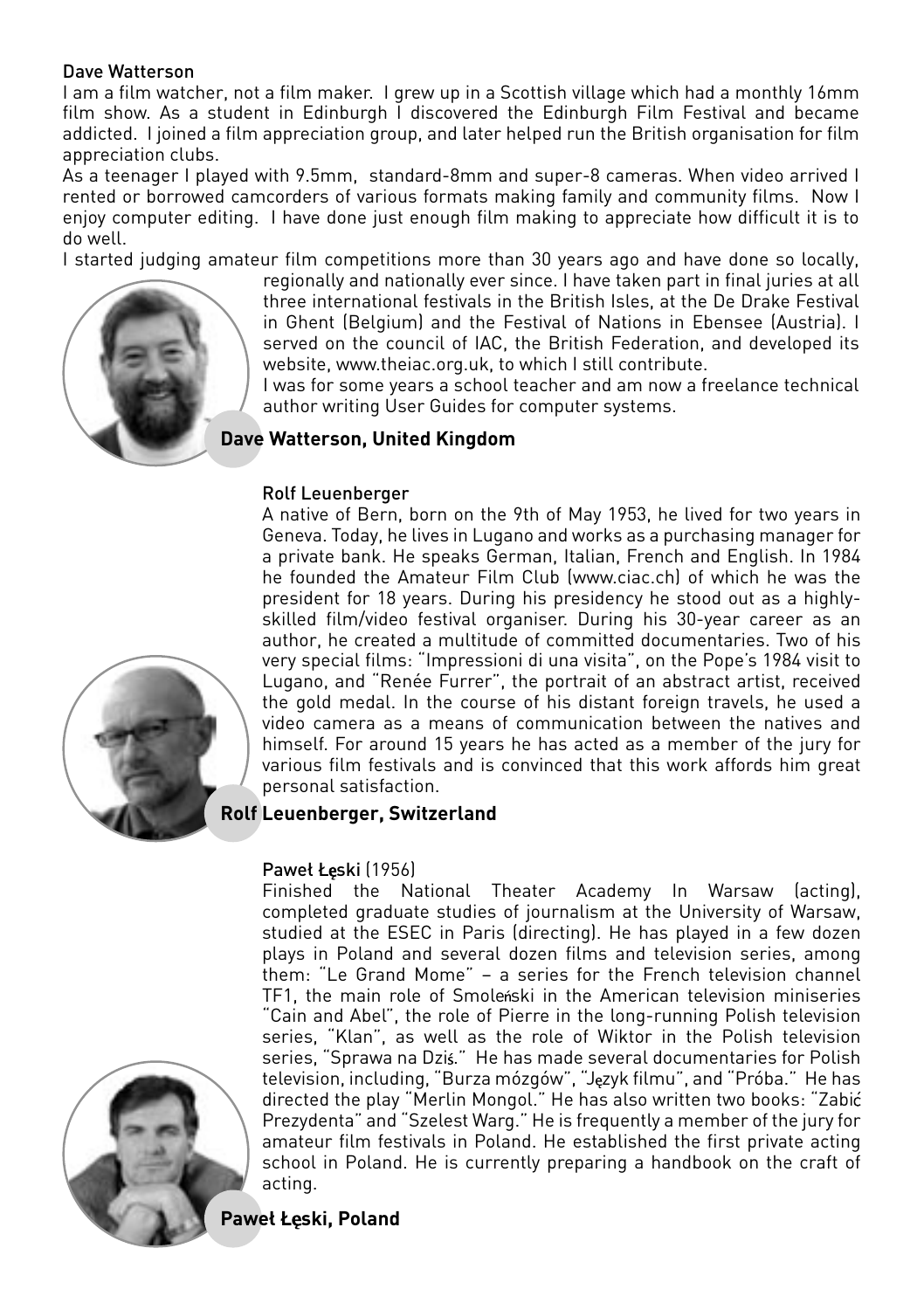## Dave Watterson

I am a film watcher, not a film maker. I grew up in a Scottish village which had a monthly 16mm film show. As a student in Edinburgh I discovered the Edinburgh Film Festival and became addicted. I joined a film appreciation group, and later helped run the British organisation for film appreciation clubs.

As a teenager I played with 9.5mm, standard-8mm and super-8 cameras. When video arrived I rented or borrowed camcorders of various formats making family and community films. Now I enjoy computer editing. I have done just enough film making to appreciate how difficult it is to do well.

I started judging amateur film competitions more than 30 years ago and have done so locally, regionally and nationally ever since. I have taken part in final juries at all three international festivals in the British Isles, at the De Drake Festival in Ghent (Belgium) and the Festival of Nations in Ebensee (Austria). I served on the council of IAC, the British Federation, and developed its website, www.theiac.org.uk, to which I still contribute.

I was for some years a school teacher and am now a freelance technical author writing User Guides for computer systems.

**Dave Watterson, United Kingdom**

## Rolf Leuenberger

A native of Bern, born on the 9th of May 1953, he lived for two years in Geneva. Today, he lives in Lugano and works as a purchasing manager for a private bank. He speaks German, Italian, French and English. In 1984 he founded the Amateur Film Club (www.ciac.ch) of which he was the president for 18 years. During his presidency he stood out as a highly-skilled film/video festival organiser. During his 30-year career as an author, he created a multitude of committed documentaries. Two of his very special films: "Impressioni di una visita", on the Pope's 1984 visit to Lugano, and "Renée Furrer", the portrait of an abstract artist, received the gold medal. In the course of his distant foreign travels, he used a video camera as a means of communication between the natives and himself. For around 15 years he has acted as a member of the jury for various film festivals and is convinced that this work affords him great personal satisfaction.

**Rolf Leuenberger, Switzerland**

## Paweł Łęski (1956)

Finished the National Theater Academy In Warsaw (acting), completed graduate studies of journalism at the University of Warsaw, studied at the ESEC in Paris (directing). He has played in a few dozen plays in Poland and several dozen films and television series, among them: "Le Grand Mome" – a series for the French television channel TF1, the main role of Smoleński in the American television miniseries "Cain and Abel", the role of Pierre in the long-running Polish television series, "Klan", as well as the role of Wiktor in the Polish television series, "Sprawa na Dziś." He has made several documentaries for Polish television, including, "Burza mózgów", "Język filmu", and "Próba." He has directed the play "Merlin Mongol." He has also written two books: "Zabić Prezydenta" and "Szelest Warg." He is frequently a member of the jury for amateur film festivals in Poland. He established the first private acting school in Poland. He is currently preparing a handbook on the craft of acting.

**Paweł Łęski, Poland**